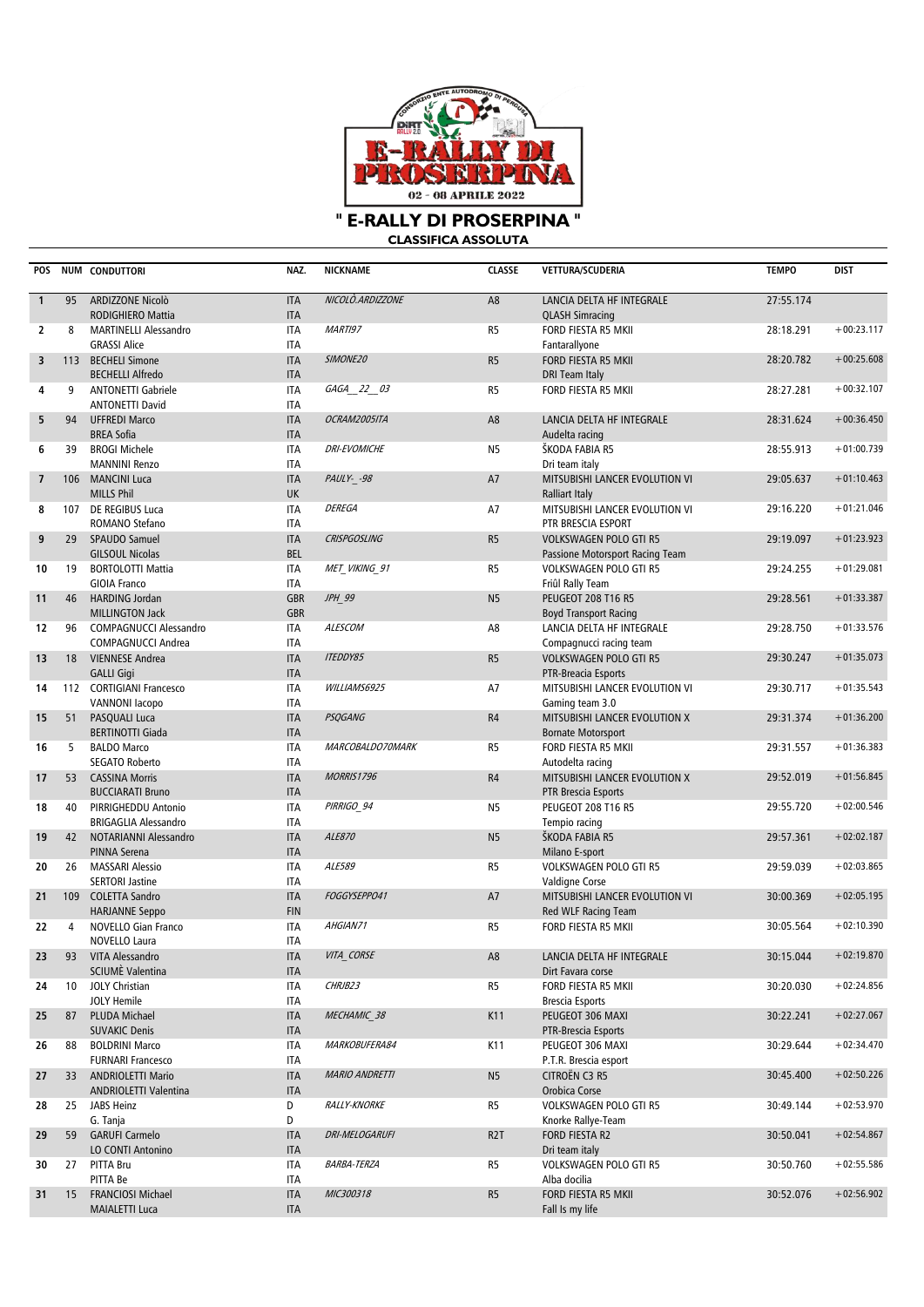# " E-RALLY DI PROSERPINA "

## CLASSIFICA ASSOLUTA

| POS | NUM | CONDUTTORI | NAZ. | NICKNAME | CLASSE | VETTURA/SCUDERIA | TEMPO | DIST |
|---|---|---|---|---|---|---|---|---|
| 1 | 95 | ARDIZZONE Nicolò<br>RODIGHIERO Mattia | ITA<br>ITA | NICOLÒ.ARDIZZONE | A8 | LANCIA DELTA HF INTEGRALE<br>QLASH Simracing | 27:55.174 | |
| 2 | 8 | MARTINELLI Alessandro<br>GRASSI Alice | ITA<br>ITA | MARTI97 | R5 | FORD FIESTA R5 MKII<br>Fantarallyone | 28:18.291 | +00:23.117 |
| 3 | 113 | BECHELI Simone<br>BECHELLI Alfredo | ITA<br>ITA | SIMONE20 | R5 | FORD FIESTA R5 MKII<br>DRI Team Italy | 28:20.782 | +00:25.608 |
| 4 | 9 | ANTONETTI Gabriele<br>ANTONETTI David | ITA<br>ITA | GAGA__22__03 | R5 | FORD FIESTA R5 MKII | 28:27.281 | +00:32.107 |
| 5 | 94 | UFFREDI Marco<br>BREA Sofia | ITA<br>ITA | OCRAM2005ITA | A8 | LANCIA DELTA HF INTEGRALE<br>Audelta racing | 28:31.624 | +00:36.450 |
| 6 | 39 | BROGI Michele<br>MANNINI Renzo | ITA<br>ITA | DRI-EVOMICHE | N5 | ŠKODA FABIA R5<br>Dri team italy | 28:55.913 | +01:00.739 |
| 7 | 106 | MANCINI Luca<br>MILLS Phil | ITA<br>UK | PAULY-_-98 | A7 | MITSUBISHI LANCER EVOLUTION VI<br>Ralliart Italy | 29:05.637 | +01:10.463 |
| 8 | 107 | DE REGIBUS Luca<br>ROMANO Stefano | ITA<br>ITA | DEREGA | A7 | MITSUBISHI LANCER EVOLUTION VI<br>PTR BRESCIA ESPORT | 29:16.220 | +01:21.046 |
| 9 | 29 | SPAUDO Samuel<br>GILSOUL Nicolas | ITA<br>BEL | CRISPGOSLING | R5 | VOLKSWAGEN POLO GTI R5<br>Passione Motorsport Racing Team | 29:19.097 | +01:23.923 |
| 10 | 19 | BORTOLOTTI Mattia<br>GIOIA Franco | ITA<br>ITA | MET_VIKING_91 | R5 | VOLKSWAGEN POLO GTI R5<br>Friûl Rally Team | 29:24.255 | +01:29.081 |
| 11 | 46 | HARDING Jordan<br>MILLINGTON Jack | GBR<br>GBR | JPH_99 | N5 | PEUGEOT 208 T16 R5<br>Boyd Transport Racing | 29:28.561 | +01:33.387 |
| 12 | 96 | COMPAGNUCCI Alessandro<br>COMPAGNUCCI Andrea | ITA<br>ITA | ALESCOM | A8 | LANCIA DELTA HF INTEGRALE<br>Compagnucci racing team | 29:28.750 | +01:33.576 |
| 13 | 18 | VIENNESE Andrea<br>GALLI Gigi | ITA<br>ITA | ITEDDY85 | R5 | VOLKSWAGEN POLO GTI R5<br>PTR-Breacia Esports | 29:30.247 | +01:35.073 |
| 14 | 112 | CORTIGIANI Francesco<br>VANNONI Iacopo | ITA<br>ITA | WILLIAMS6925 | A7 | MITSUBISHI LANCER EVOLUTION VI<br>Gaming team 3.0 | 29:30.717 | +01:35.543 |
| 15 | 51 | PASQUALI Luca<br>BERTINOTTI Giada | ITA<br>ITA | PSQGANG | R4 | MITSUBISHI LANCER EVOLUTION X<br>Bornate Motorsport | 29:31.374 | +01:36.200 |
| 16 | 5 | BALDO Marco<br>SEGATO Roberto | ITA<br>ITA | MARCOBALDO70MARK | R5 | FORD FIESTA R5 MKII<br>Autodelta racing | 29:31.557 | +01:36.383 |
| 17 | 53 | CASSINA Morris<br>BUCCIARATI Bruno | ITA<br>ITA | MORRIS1796 | R4 | MITSUBISHI LANCER EVOLUTION X<br>PTR Brescia Esports | 29:52.019 | +01:56.845 |
| 18 | 40 | PIRRIGHEDDU Antonio<br>BRIGAGLIA Alessandro | ITA<br>ITA | PIRRIGO_94 | N5 | PEUGEOT 208 T16 R5<br>Tempio racing | 29:55.720 | +02:00.546 |
| 19 | 42 | NOTARIANNI Alessandro<br>PINNA Serena | ITA<br>ITA | ALE870 | N5 | ŠKODA FABIA R5<br>Milano E-sport | 29:57.361 | +02:02.187 |
| 20 | 26 | MASSARI Alessio<br>SERTORI Jastine | ITA<br>ITA | ALE589 | R5 | VOLKSWAGEN POLO GTI R5<br>Valdigne Corse | 29:59.039 | +02:03.865 |
| 21 | 109 | COLETTA Sandro<br>HARJANNE Seppo | ITA<br>FIN | FOGGYSEPPO41 | A7 | MITSUBISHI LANCER EVOLUTION VI<br>Red WLF Racing Team | 30:00.369 | +02:05.195 |
| 22 | 4 | NOVELLO Gian Franco<br>NOVELLO Laura | ITA<br>ITA | AHGIAN71 | R5 | FORD FIESTA R5 MKII | 30:05.564 | +02:10.390 |
| 23 | 93 | VITA Alessandro<br>SCIUMÈ Valentina | ITA<br>ITA | VITA_CORSE | A8 | LANCIA DELTA HF INTEGRALE<br>Dirt Favara corse | 30:15.044 | +02:19.870 |
| 24 | 10 | JOLY Christian<br>JOLY Hemile | ITA<br>ITA | CHRJB23 | R5 | FORD FIESTA R5 MKII<br>Brescia Esports | 30:20.030 | +02:24.856 |
| 25 | 87 | PLUDA Michael<br>SUVAKIC Denis | ITA<br>ITA | MECHAMIC_38 | K11 | PEUGEOT 306 MAXI<br>PTR-Brescia Esports | 30:22.241 | +02:27.067 |
| 26 | 88 | BOLDRINI Marco<br>FURNARI Francesco | ITA<br>ITA | MARKOBUFERA84 | K11 | PEUGEOT 306 MAXI<br>P.T.R. Brescia esport | 30:29.644 | +02:34.470 |
| 27 | 33 | ANDRIOLETTI Mario<br>ANDRIOLETTI Valentina | ITA<br>ITA | MARIO ANDRETTI | N5 | CITROËN C3 R5<br>Orobica Corse | 30:45.400 | +02:50.226 |
| 28 | 25 | JABS Heinz<br>G. Tanja | D<br>D | RALLY-KNORKE | R5 | VOLKSWAGEN POLO GTI R5<br>Knorke Rallye-Team | 30:49.144 | +02:53.970 |
| 29 | 59 | GARUFI Carmelo<br>LO CONTI Antonino | ITA<br>ITA | DRI-MELOGARUFI | R2T | FORD FIESTA R2<br>Dri team italy | 30:50.041 | +02:54.867 |
| 30 | 27 | PITTA Bru<br>PITTA Be | ITA<br>ITA | BARBA-TERZA | R5 | VOLKSWAGEN POLO GTI R5<br>Alba docilia | 30:50.760 | +02:55.586 |
| 31 | 15 | FRANCIOSI Michael<br>MAIALETTI Luca | ITA<br>ITA | MIC300318 | R5 | FORD FIESTA R5 MKII<br>Fall Is my life | 30:52.076 | +02:56.902 |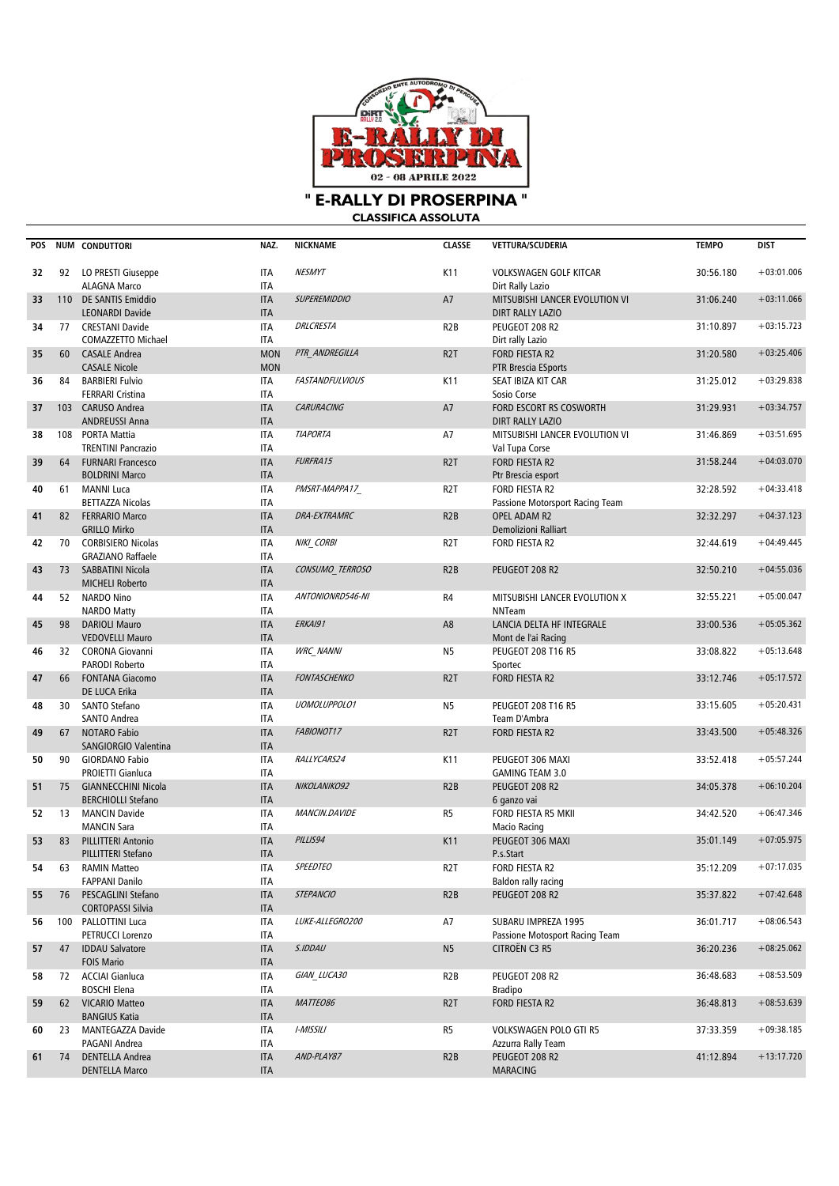# " E-RALLY DI PROSERPINA "

## CLASSIFICA ASSOLUTA

| POS | NUM | CONDUTTORI | NAZ. | NICKNAME | CLASSE | VETTURA/SCUDERIA | TEMPO | DIST |
|---|---|---|---|---|---|---|---|---|
| 32 | 92 | LO PRESTI Giuseppe<br>ALAGNA Marco | ITA<br>ITA | *NESMYT* | K11 | VOLKSWAGEN GOLF KITCAR<br>Dirt Rally Lazio | 30:56.180 | +03:01.006 |
| 33 | 110 | DE SANTIS Emiddio<br>LEONARDI Davide | ITA<br>ITA | *SUPEREMIDDIO* | A7 | MITSUBISHI LANCER EVOLUTION VI<br>DIRT RALLY LAZIO | 31:06.240 | +03:11.066 |
| 34 | 77 | CRESTANI Davide<br>COMAZZETTO Michael | ITA<br>ITA | *DRLCRESTA* | R2B | PEUGEOT 208 R2<br>Dirt rally Lazio | 31:10.897 | +03:15.723 |
| 35 | 60 | CASALE Andrea<br>CASALE Nicole | MON<br>MON | *PTR_ANDREGILLA* | R2T | FORD FIESTA R2<br>PTR Brescia ESports | 31:20.580 | +03:25.406 |
| 36 | 84 | BARBIERI Fulvio<br>FERRARI Cristina | ITA<br>ITA | *FASTANDFULVIOUS* | K11 | SEAT IBIZA KIT CAR<br>Sosio Corse | 31:25.012 | +03:29.838 |
| 37 | 103 | CARUSO Andrea<br>ANDREUSSI Anna | ITA<br>ITA | *CARURACING* | A7 | FORD ESCORT RS COSWORTH<br>DIRT RALLY LAZIO | 31:29.931 | +03:34.757 |
| 38 | 108 | PORTA Mattia<br>TRENTINI Pancrazio | ITA<br>ITA | *TIAPORTA* | A7 | MITSUBISHI LANCER EVOLUTION VI<br>Val Tupa Corse | 31:46.869 | +03:51.695 |
| 39 | 64 | FURNARI Francesco<br>BOLDRINI Marco | ITA<br>ITA | *FURFRA15* | R2T | FORD FIESTA R2<br>Ptr Brescia esport | 31:58.244 | +04:03.070 |
| 40 | 61 | MANNI Luca<br>BETTAZZA Nicolas | ITA<br>ITA | *PMSRT-MAPPA17_* | R2T | FORD FIESTA R2<br>Passione Motorsport Racing Team | 32:28.592 | +04:33.418 |
| 41 | 82 | FERRARIO Marco<br>GRILLO Mirko | ITA<br>ITA | *DRA-EXTRAMRC* | R2B | OPEL ADAM R2<br>Demolizioni Ralliart | 32:32.297 | +04:37.123 |
| 42 | 70 | CORBISIERO Nicolas<br>GRAZIANO Raffaele | ITA<br>ITA | *NIKI_CORBI* | R2T | FORD FIESTA R2 | 32:44.619 | +04:49.445 |
| 43 | 73 | SABBATINI Nicola<br>MICHELI Roberto | ITA<br>ITA | *CONSUMO_TERROSO* | R2B | PEUGEOT 208 R2 | 32:50.210 | +04:55.036 |
| 44 | 52 | NARDO Nino<br>NARDO Matty | ITA<br>ITA | *ANTONIONRD546-NI* | R4 | MITSUBISHI LANCER EVOLUTION X<br>NNTeam | 32:55.221 | +05:00.047 |
| 45 | 98 | DARIOLI Mauro<br>VEDOVELLI Mauro | ITA<br>ITA | *ERKAI91* | A8 | LANCIA DELTA HF INTEGRALE<br>Mont de l'ai Racing | 33:00.536 | +05:05.362 |
| 46 | 32 | CORONA Giovanni<br>PARODI Roberto | ITA<br>ITA | *WRC_NANNI* | N5 | PEUGEOT 208 T16 R5<br>Sportec | 33:08.822 | +05:13.648 |
| 47 | 66 | FONTANA Giacomo<br>DE LUCA Erika | ITA<br>ITA | *FONTASCHENKO* | R2T | FORD FIESTA R2 | 33:12.746 | +05:17.572 |
| 48 | 30 | SANTO Stefano<br>SANTO Andrea | ITA<br>ITA | *UOMOLUPPOLO1* | N5 | PEUGEOT 208 T16 R5<br>Team D'Ambra | 33:15.605 | +05:20.431 |
| 49 | 67 | NOTARO Fabio<br>SANGIORGIO Valentina | ITA<br>ITA | *FABIONOT17* | R2T | FORD FIESTA R2 | 33:43.500 | +05:48.326 |
| 50 | 90 | GIORDANO Fabio<br>PROIETTI Gianluca | ITA<br>ITA | *RALLYCARS24* | K11 | PEUGEOT 306 MAXI<br>GAMING TEAM 3.0 | 33:52.418 | +05:57.244 |
| 51 | 75 | GIANNECCHINI Nicola<br>BERCHIOLLI Stefano | ITA<br>ITA | *NIKOLANIKO92* | R2B | PEUGEOT 208 R2<br>6 ganzo vai | 34:05.378 | +06:10.204 |
| 52 | 13 | MANCIN Davide<br>MANCIN Sara | ITA<br>ITA | *MANCIN.DAVIDE* | R5 | FORD FIESTA R5 MKII<br>Macio Racing | 34:42.520 | +06:47.346 |
| 53 | 83 | PILLITTERI Antonio<br>PILLITTERI Stefano | ITA<br>ITA | *PILLIS94* | K11 | PEUGEOT 306 MAXI<br>P.s.Start | 35:01.149 | +07:05.975 |
| 54 | 63 | RAMIN Matteo<br>FAPPANI Danilo | ITA<br>ITA | *SPEEDTEO* | R2T | FORD FIESTA R2<br>Baldon rally racing | 35:12.209 | +07:17.035 |
| 55 | 76 | PESCAGLINI Stefano<br>CORTOPASSI Silvia | ITA<br>ITA | *STEPANCIO* | R2B | PEUGEOT 208 R2 | 35:37.822 | +07:42.648 |
| 56 | 100 | PALLOTTINI Luca<br>PETRUCCI Lorenzo | ITA<br>ITA | *LUKE-ALLEGRO200* | A7 | SUBARU IMPREZA 1995<br>Passione Motorsport Racing Team | 36:01.717 | +08:06.543 |
| 57 | 47 | IDDAU Salvatore<br>FOIS Mario | ITA<br>ITA | *S.IDDAU* | N5 | CITROËN C3 R5 | 36:20.236 | +08:25.062 |
| 58 | 72 | ACCIAI Gianluca<br>BOSCHI Elena | ITA<br>ITA | *GIAN_LUCA30* | R2B | PEUGEOT 208 R2<br>Bradipo | 36:48.683 | +08:53.509 |
| 59 | 62 | VICARIO Matteo<br>BANGIUS Katia | ITA<br>ITA | *MATTEO86* | R2T | FORD FIESTA R2 | 36:48.813 | +08:53.639 |
| 60 | 23 | MANTEGAZZA Davide<br>PAGANI Andrea | ITA<br>ITA | *I-MISSILI* | R5 | VOLKSWAGEN POLO GTI R5<br>Azzurra Rally Team | 37:33.359 | +09:38.185 |
| 61 | 74 | DENTELLA Andrea<br>DENTELLA Marco | ITA<br>ITA | *AND-PLAY87* | R2B | PEUGEOT 208 R2<br>MARACING | 41:12.894 | +13:17.720 |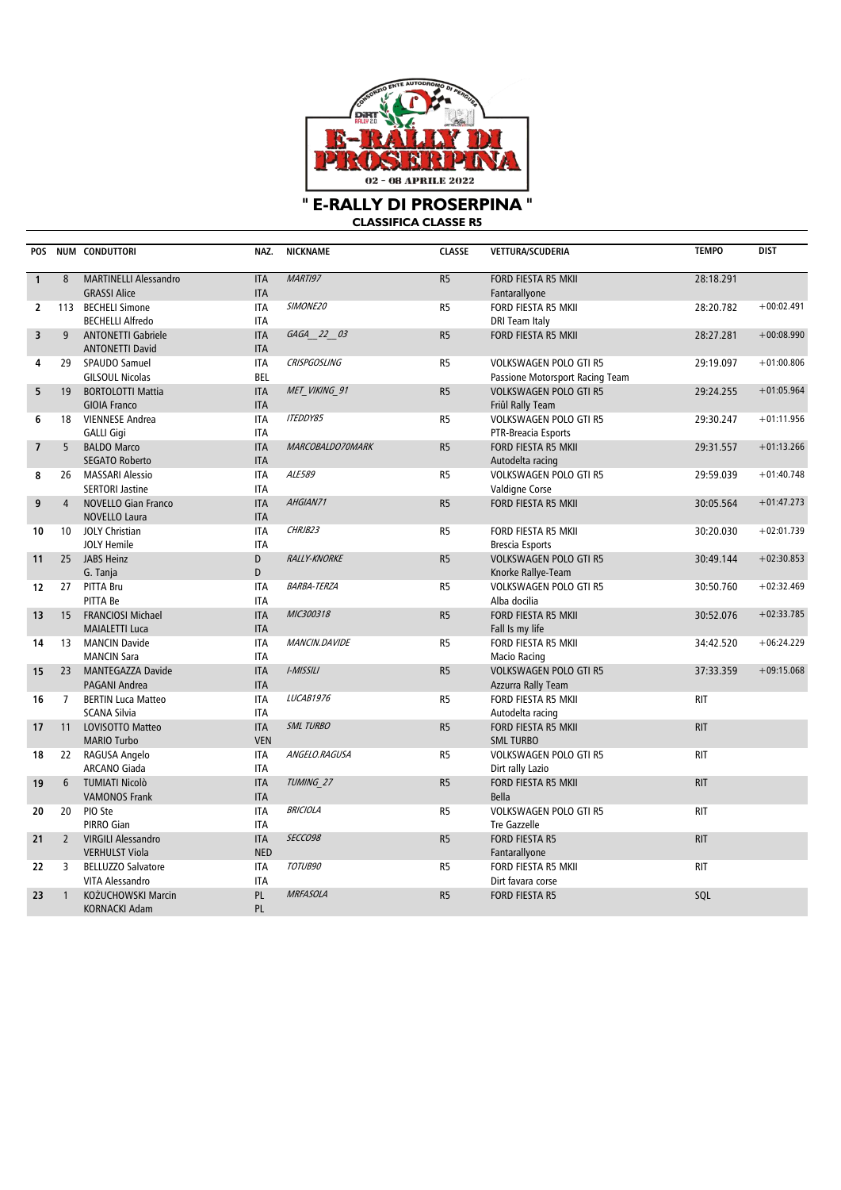# " E-RALLY DI PROSERPINA "

## CLASSIFICA CLASSE R5

| POS | NUM | CONDUTTORI | NAZ. | NICKNAME | CLASSE | VETTURA/SCUDERIA | TEMPO | DIST |
|---|---|---|---|---|---|---|---|---|
| 1 | 8 | MARTINELLI Alessandro<br>GRASSI Alice | ITA<br>ITA | *MARTI97* | R5 | FORD FIESTA R5 MKII<br>Fantarallyone | 28:18.291 | |
| 2 | 113 | BECHELI Simone<br>BECHELLI Alfredo | ITA<br>ITA | *SIMONE20* | R5 | FORD FIESTA R5 MKII<br>DRI Team Italy | 28:20.782 | +00:02.491 |
| 3 | 9 | ANTONETTI Gabriele<br>ANTONETTI David | ITA<br>ITA | *GAGA__22__03* | R5 | FORD FIESTA R5 MKII | 28:27.281 | +00:08.990 |
| 4 | 29 | SPAUDO Samuel<br>GILSOUL Nicolas | ITA<br>BEL | *CRISPGOSLING* | R5 | VOLKSWAGEN POLO GTI R5<br>Passione Motorsport Racing Team | 29:19.097 | +01:00.806 |
| 5 | 19 | BORTOLOTTI Mattia<br>GIOIA Franco | ITA<br>ITA | *MET_VIKING_91* | R5 | VOLKSWAGEN POLO GTI R5<br>Friûl Rally Team | 29:24.255 | +01:05.964 |
| 6 | 18 | VIENNESE Andrea<br>GALLI Gigi | ITA<br>ITA | *ITEDDY85* | R5 | VOLKSWAGEN POLO GTI R5<br>PTR-Breacia Esports | 29:30.247 | +01:11.956 |
| 7 | 5 | BALDO Marco<br>SEGATO Roberto | ITA<br>ITA | *MARCOBALDO70MARK* | R5 | FORD FIESTA R5 MKII<br>Autodelta racing | 29:31.557 | +01:13.266 |
| 8 | 26 | MASSARI Alessio<br>SERTORI Jastine | ITA<br>ITA | *ALE589* | R5 | VOLKSWAGEN POLO GTI R5<br>Valdigne Corse | 29:59.039 | +01:40.748 |
| 9 | 4 | NOVELLO Gian Franco<br>NOVELLO Laura | ITA<br>ITA | *AHGIAN71* | R5 | FORD FIESTA R5 MKII | 30:05.564 | +01:47.273 |
| 10 | 10 | JOLY Christian<br>JOLY Hemile | ITA<br>ITA | *CHRJB23* | R5 | FORD FIESTA R5 MKII<br>Brescia Esports | 30:20.030 | +02:01.739 |
| 11 | 25 | JABS Heinz<br>G. Tanja | D<br>D | *RALLY-KNORKE* | R5 | VOLKSWAGEN POLO GTI R5<br>Knorke Rallye-Team | 30:49.144 | +02:30.853 |
| 12 | 27 | PITTA Bru<br>PITTA Be | ITA<br>ITA | *BARBA-TERZA* | R5 | VOLKSWAGEN POLO GTI R5<br>Alba docilia | 30:50.760 | +02:32.469 |
| 13 | 15 | FRANCIOSI Michael<br>MAIALETTI Luca | ITA<br>ITA | *MIC300318* | R5 | FORD FIESTA R5 MKII<br>Fall Is my life | 30:52.076 | +02:33.785 |
| 14 | 13 | MANCIN Davide<br>MANCIN Sara | ITA<br>ITA | *MANCIN.DAVIDE* | R5 | FORD FIESTA R5 MKII<br>Macio Racing | 34:42.520 | +06:24.229 |
| 15 | 23 | MANTEGAZZA Davide<br>PAGANI Andrea | ITA<br>ITA | *I-MISSILI* | R5 | VOLKSWAGEN POLO GTI R5<br>Azzurra Rally Team | 37:33.359 | +09:15.068 |
| 16 | 7 | BERTIN Luca Matteo<br>SCANA Silvia | ITA<br>ITA | *LUCAB1976* | R5 | FORD FIESTA R5 MKII<br>Autodelta racing | RIT | |
| 17 | 11 | LOVISOTTO Matteo<br>MARIO Turbo | ITA<br>VEN | *SML TURBO* | R5 | FORD FIESTA R5 MKII<br>SML TURBO | RIT | |
| 18 | 22 | RAGUSA Angelo<br>ARCANO Giada | ITA<br>ITA | *ANGELO.RAGUSA* | R5 | VOLKSWAGEN POLO GTI R5<br>Dirt rally Lazio | RIT | |
| 19 | 6 | TUMIATI Nicolò<br>VAMONOS Frank | ITA<br>ITA | *TUMING_27* | R5 | FORD FIESTA R5 MKII<br>Bella | RIT | |
| 20 | 20 | PIO Ste<br>PIRRO Gian | ITA<br>ITA | *BRICIOLA* | R5 | VOLKSWAGEN POLO GTI R5<br>Tre Gazzelle | RIT | |
| 21 | 2 | VIRGILI Alessandro<br>VERHULST Viola | ITA<br>NED | *SECCO98* | R5 | FORD FIESTA R5<br>Fantarallyone | RIT | |
| 22 | 3 | BELLUZZO Salvatore<br>VITA Alessandro | ITA<br>ITA | *TOTUB90* | R5 | FORD FIESTA R5 MKII<br>Dirt favara corse | RIT | |
| 23 | 1 | KOŻUCHOWSKI Marcin<br>KORNACKI Adam | PL<br>PL | *MRFASOLA* | R5 | FORD FIESTA R5 | SQL | |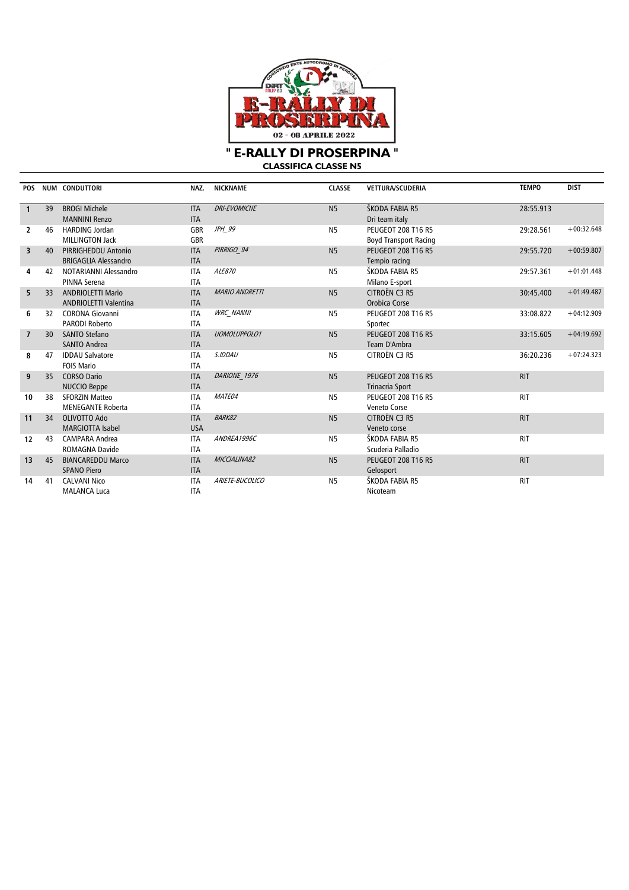# " E-RALLY DI PROSERPINA "

## CLASSIFICA CLASSE N5

| POS | NUM | CONDUTTORI | NAZ. | NICKNAME | CLASSE | VETTURA/SCUDERIA | TEMPO | DIST |
|---|---|---|---|---|---|---|---|---|
| 1 | 39 | BROGI Michele<br>MANNINI Renzo | ITA<br>ITA | *DRI-EVOMICHE* | N5 | ŠKODA FABIA R5<br>Dri team italy | 28:55.913 | |
| 2 | 46 | HARDING Jordan<br>MILLINGTON Jack | GBR<br>GBR | *JPH_99* | N5 | PEUGEOT 208 T16 R5<br>Boyd Transport Racing | 29:28.561 | +00:32.648 |
| 3 | 40 | PIRRIGHEDDU Antonio<br>BRIGAGLIA Alessandro | ITA<br>ITA | *PIRRIGO_94* | N5 | PEUGEOT 208 T16 R5<br>Tempio racing | 29:55.720 | +00:59.807 |
| 4 | 42 | NOTARIANNI Alessandro<br>PINNA Serena | ITA<br>ITA | *ALE870* | N5 | ŠKODA FABIA R5<br>Milano E-sport | 29:57.361 | +01:01.448 |
| 5 | 33 | ANDRIOLETTI Mario<br>ANDRIOLETTI Valentina | ITA<br>ITA | *MARIO ANDRETTI* | N5 | CITROËN C3 R5<br>Orobica Corse | 30:45.400 | +01:49.487 |
| 6 | 32 | CORONA Giovanni<br>PARODI Roberto | ITA<br>ITA | *WRC_NANNI* | N5 | PEUGEOT 208 T16 R5<br>Sportec | 33:08.822 | +04:12.909 |
| 7 | 30 | SANTO Stefano<br>SANTO Andrea | ITA<br>ITA | *UOMOLUPPOLO1* | N5 | PEUGEOT 208 T16 R5<br>Team D'Ambra | 33:15.605 | +04:19.692 |
| 8 | 47 | IDDAU Salvatore<br>FOIS Mario | ITA<br>ITA | *S.IDDAU* | N5 | CITROËN C3 R5 | 36:20.236 | +07:24.323 |
| 9 | 35 | CORSO Dario<br>NUCCIO Beppe | ITA<br>ITA | *DARIONE_1976* | N5 | PEUGEOT 208 T16 R5<br>Trinacria Sport | RIT | |
| 10 | 38 | SFORZIN Matteo<br>MENEGANTE Roberta | ITA<br>ITA | *MATE04* | N5 | PEUGEOT 208 T16 R5<br>Veneto Corse | RIT | |
| 11 | 34 | OLIVOTTO Ado<br>MARGIOTTA Isabel | ITA<br>USA | *BARK82* | N5 | CITROËN C3 R5<br>Veneto corse | RIT | |
| 12 | 43 | CAMPARA Andrea<br>ROMAGNA Davide | ITA<br>ITA | *ANDREA1996C* | N5 | ŠKODA FABIA R5<br>Scuderia Palladio | RIT | |
| 13 | 45 | BIANCAREDDU Marco<br>SPANO Piero | ITA<br>ITA | *MICCIALINA82* | N5 | PEUGEOT 208 T16 R5<br>Gelosport | RIT | |
| 14 | 41 | CALVANI Nico<br>MALANCA Luca | ITA<br>ITA | *ARIETE-BUCOLICO* | N5 | ŠKODA FABIA R5<br>Nicoteam | RIT | |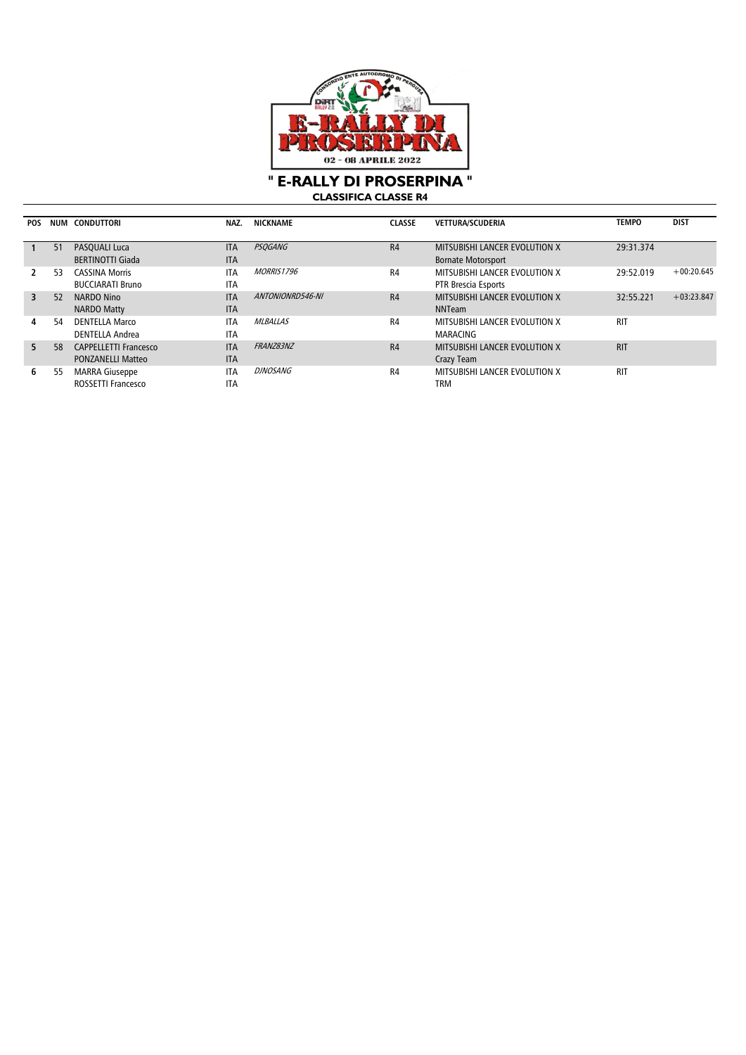# " E-RALLY DI PROSERPINA "

## CLASSIFICA CLASSE R4

| POS | NUM | CONDUTTORI | NAZ. | NICKNAME | CLASSE | VETTURA/SCUDERIA | TEMPO | DIST |
|---|---|---|---|---|---|---|---|---|
| 1 | 51 | PASQUALI Luca<br>BERTINOTTI Giada | ITA<br>ITA | *PSQGANG* | R4 | MITSUBISHI LANCER EVOLUTION X<br>Bornate Motorsport | 29:31.374 | |
| 2 | 53 | CASSINA Morris<br>BUCCIARATI Bruno | ITA<br>ITA | *MORRIS1796* | R4 | MITSUBISHI LANCER EVOLUTION X<br>PTR Brescia Esports | 29:52.019 | +00:20.645 |
| 3 | 52 | NARDO Nino<br>NARDO Matty | ITA<br>ITA | *ANTONIONRD546-NI* | R4 | MITSUBISHI LANCER EVOLUTION X<br>NNTeam | 32:55.221 | +03:23.847 |
| 4 | 54 | DENTELLA Marco<br>DENTELLA Andrea | ITA<br>ITA | *MLBALLAS* | R4 | MITSUBISHI LANCER EVOLUTION X<br>MARACING | RIT | |
| 5 | 58 | CAPPELLETTI Francesco<br>PONZANELLI Matteo | ITA<br>ITA | *FRANZ83NZ* | R4 | MITSUBISHI LANCER EVOLUTION X<br>Crazy Team | RIT | |
| 6 | 55 | MARRA Giuseppe<br>ROSSETTI Francesco | ITA<br>ITA | *DJNOSANG* | R4 | MITSUBISHI LANCER EVOLUTION X<br>TRM | RIT | |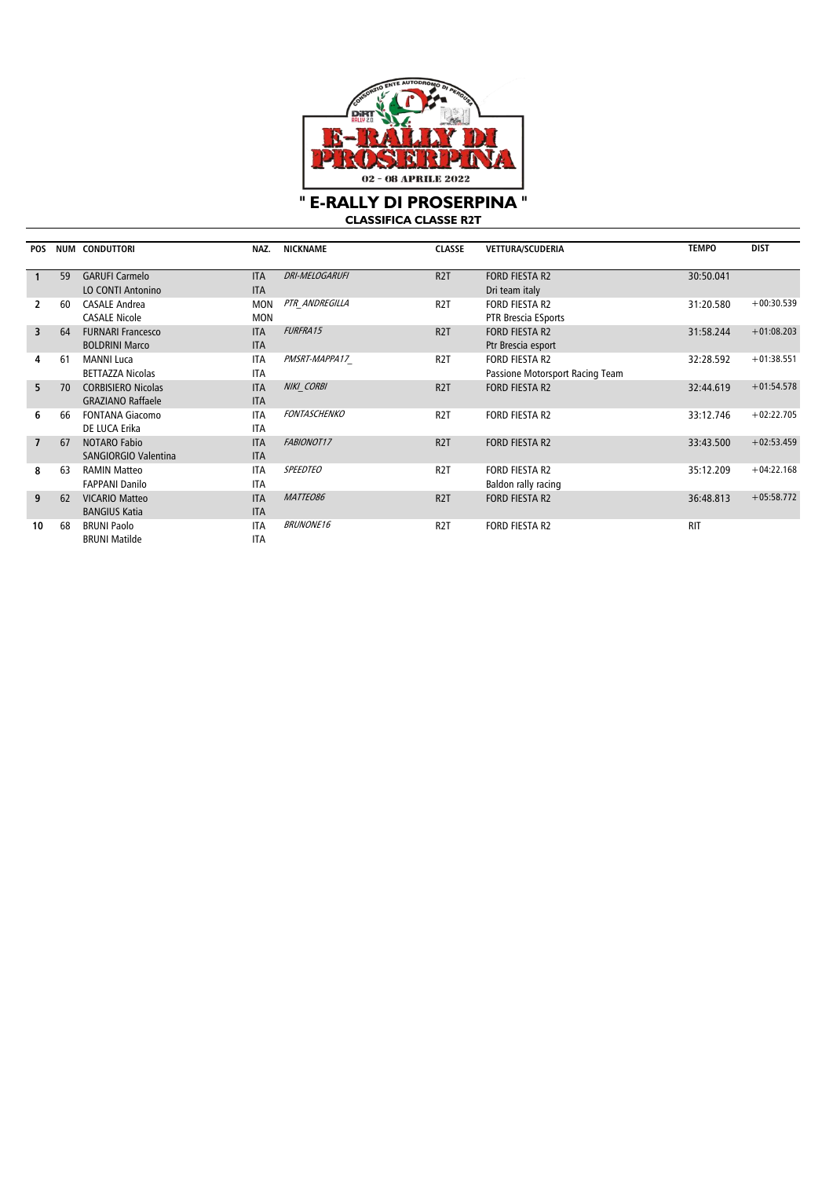# " E-RALLY DI PROSERPINA "

## CLASSIFICA CLASSE R2T

| POS | NUM | CONDUTTORI | NAZ. | NICKNAME | CLASSE | VETTURA/SCUDERIA | TEMPO | DIST |
|---|---|---|---|---|---|---|---|---|
| 1 | 59 | GARUFI Carmelo<br>LO CONTI Antonino | ITA<br>ITA | *DRI-MELOGARUFI* | R2T | FORD FIESTA R2<br>Dri team italy | 30:50.041 | |
| 2 | 60 | CASALE Andrea<br>CASALE Nicole | MON<br>MON | *PTR_ANDREGILLA* | R2T | FORD FIESTA R2<br>PTR Brescia ESports | 31:20.580 | +00:30.539 |
| 3 | 64 | FURNARI Francesco<br>BOLDRINI Marco | ITA<br>ITA | *FURFRA15* | R2T | FORD FIESTA R2<br>Ptr Brescia esport | 31:58.244 | +01:08.203 |
| 4 | 61 | MANNI Luca<br>BETTAZZA Nicolas | ITA<br>ITA | *PMSRT-MAPPA17_* | R2T | FORD FIESTA R2<br>Passione Motorsport Racing Team | 32:28.592 | +01:38.551 |
| 5 | 70 | CORBISIERO Nicolas<br>GRAZIANO Raffaele | ITA<br>ITA | *NIKI_CORBI* | R2T | FORD FIESTA R2 | 32:44.619 | +01:54.578 |
| 6 | 66 | FONTANA Giacomo<br>DE LUCA Erika | ITA<br>ITA | *FONTASCHENKO* | R2T | FORD FIESTA R2 | 33:12.746 | +02:22.705 |
| 7 | 67 | NOTARO Fabio<br>SANGIORGIO Valentina | ITA<br>ITA | *FABIONOT17* | R2T | FORD FIESTA R2 | 33:43.500 | +02:53.459 |
| 8 | 63 | RAMIN Matteo<br>FAPPANI Danilo | ITA<br>ITA | *SPEEDTEO* | R2T | FORD FIESTA R2<br>Baldon rally racing | 35:12.209 | +04:22.168 |
| 9 | 62 | VICARIO Matteo<br>BANGIUS Katia | ITA<br>ITA | *MATTEO86* | R2T | FORD FIESTA R2 | 36:48.813 | +05:58.772 |
| 10 | 68 | BRUNI Paolo<br>BRUNI Matilde | ITA<br>ITA | *BRUNONE16* | R2T | FORD FIESTA R2 | RIT | |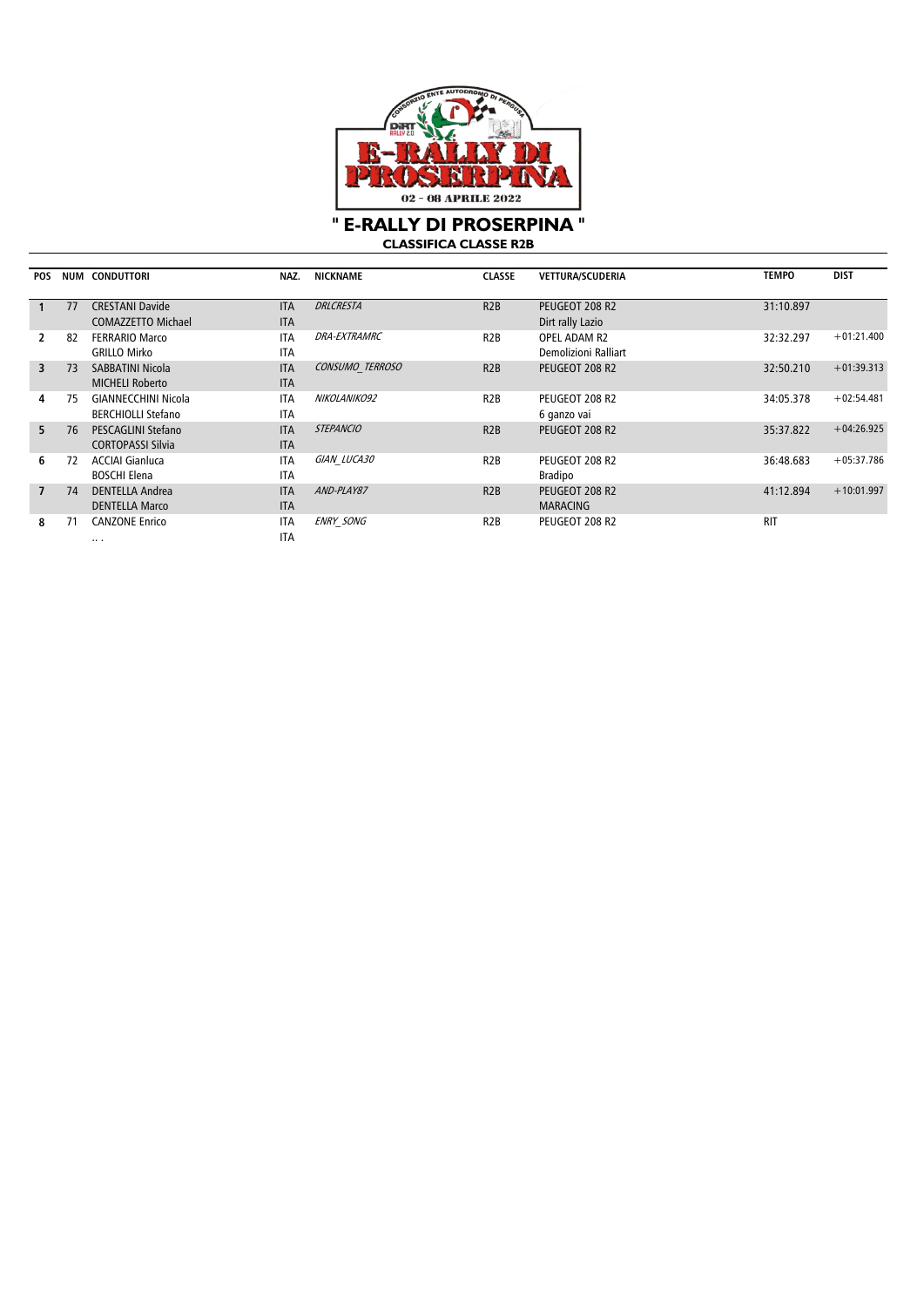# " E-RALLY DI PROSERPINA "

## CLASSIFICA CLASSE R2B

| POS | NUM | CONDUTTORI | NAZ. | NICKNAME | CLASSE | VETTURA/SCUDERIA | TEMPO | DIST |
|---|---|---|---|---|---|---|---|---|
| 1 | 77 | CRESTANI Davide<br>COMAZZETTO Michael | ITA<br>ITA | *DRLCRESTA* | R2B | PEUGEOT 208 R2<br>Dirt rally Lazio | 31:10.897 | |
| 2 | 82 | FERRARIO Marco<br>GRILLO Mirko | ITA<br>ITA | *DRA-EXTRAMRC* | R2B | OPEL ADAM R2<br>Demolizioni Ralliart | 32:32.297 | +01:21.400 |
| 3 | 73 | SABBATINI Nicola<br>MICHELI Roberto | ITA<br>ITA | *CONSUMO_TERROSO* | R2B | PEUGEOT 208 R2 | 32:50.210 | +01:39.313 |
| 4 | 75 | GIANNECCHINI Nicola<br>BERCHIOLLI Stefano | ITA<br>ITA | *NIKOLANIKO92* | R2B | PEUGEOT 208 R2<br>6 ganzo vai | 34:05.378 | +02:54.481 |
| 5 | 76 | PESCAGLINI Stefano<br>CORTOPASSI Silvia | ITA<br>ITA | *STEPANCIO* | R2B | PEUGEOT 208 R2 | 35:37.822 | +04:26.925 |
| 6 | 72 | ACCIAI Gianluca<br>BOSCHI Elena | ITA<br>ITA | *GIAN_LUCA30* | R2B | PEUGEOT 208 R2<br>Bradipo | 36:48.683 | +05:37.786 |
| 7 | 74 | DENTELLA Andrea<br>DENTELLA Marco | ITA<br>ITA | *AND-PLAY87* | R2B | PEUGEOT 208 R2<br>MARACING | 41:12.894 | +10:01.997 |
| 8 | 71 | CANZONE Enrico<br>.. . | ITA<br>ITA | *ENRY_SONG* | R2B | PEUGEOT 208 R2 | RIT | |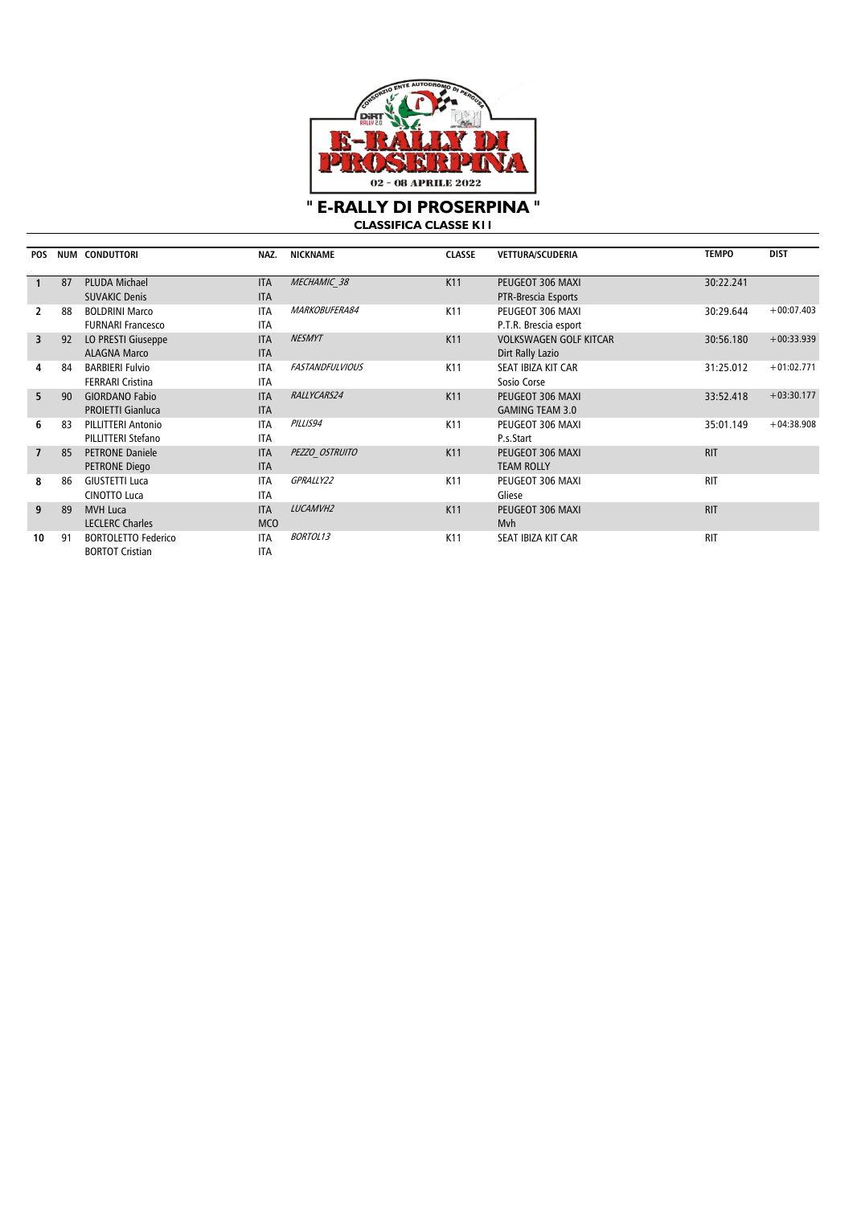# " E-RALLY DI PROSERPINA "

## CLASSIFICA CLASSE K11

| POS | NUM | CONDUTTORI | NAZ. | NICKNAME | CLASSE | VETTURA/SCUDERIA | TEMPO | DIST |
|---|---|---|---|---|---|---|---|---|
| 1 | 87 | PLUDA Michael<br>SUVAKIC Denis | ITA<br>ITA | *MECHAMIC_38* | K11 | PEUGEOT 306 MAXI<br>PTR-Brescia Esports | 30:22.241 | |
| 2 | 88 | BOLDRINI Marco<br>FURNARI Francesco | ITA<br>ITA | *MARKOBUFERA84* | K11 | PEUGEOT 306 MAXI<br>P.T.R. Brescia esport | 30:29.644 | +00:07.403 |
| 3 | 92 | LO PRESTI Giuseppe<br>ALAGNA Marco | ITA<br>ITA | *NESMYT* | K11 | VOLKSWAGEN GOLF KITCAR<br>Dirt Rally Lazio | 30:56.180 | +00:33.939 |
| 4 | 84 | BARBIERI Fulvio<br>FERRARI Cristina | ITA<br>ITA | *FASTANDFULVIOUS* | K11 | SEAT IBIZA KIT CAR<br>Sosio Corse | 31:25.012 | +01:02.771 |
| 5 | 90 | GIORDANO Fabio<br>PROIETTI Gianluca | ITA<br>ITA | *RALLYCARS24* | K11 | PEUGEOT 306 MAXI<br>GAMING TEAM 3.0 | 33:52.418 | +03:30.177 |
| 6 | 83 | PILLITTERI Antonio<br>PILLITTERI Stefano | ITA<br>ITA | *PILLIS94* | K11 | PEUGEOT 306 MAXI<br>P.s.Start | 35:01.149 | +04:38.908 |
| 7 | 85 | PETRONE Daniele<br>PETRONE Diego | ITA<br>ITA | *PEZZO_OSTRUITO* | K11 | PEUGEOT 306 MAXI<br>TEAM ROLLY | RIT | |
| 8 | 86 | GIUSTETTI Luca<br>CINOTTO Luca | ITA<br>ITA | *GPRALLY22* | K11 | PEUGEOT 306 MAXI<br>Gliese | RIT | |
| 9 | 89 | MVH Luca<br>LECLERC Charles | ITA<br>MCO | *LUCAMVH2* | K11 | PEUGEOT 306 MAXI<br>Mvh | RIT | |
| 10 | 91 | BORTOLETTO Federico<br>BORTOT Cristian | ITA<br>ITA | *BORTOL13* | K11 | SEAT IBIZA KIT CAR | RIT | |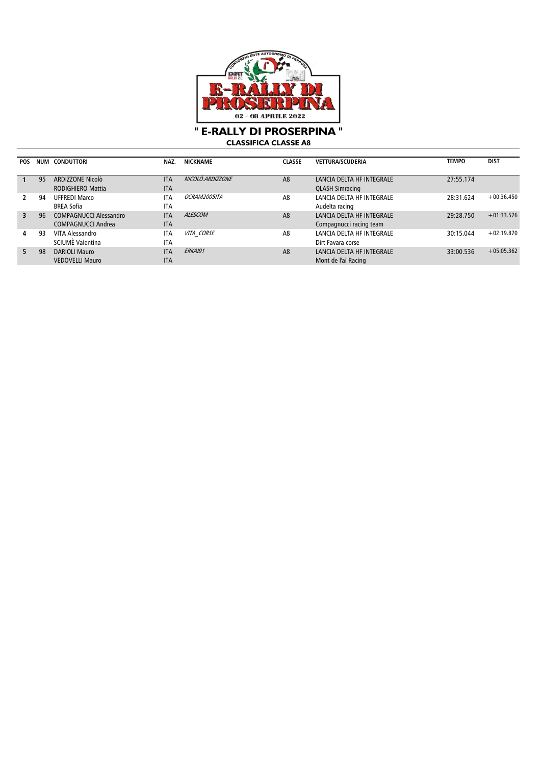# " E-RALLY DI PROSERPINA "

## CLASSIFICA CLASSE A8

| POS | NUM | CONDUTTORI | NAZ. | NICKNAME | CLASSE | VETTURA/SCUDERIA | TEMPO | DIST |
|---|---|---|---|---|---|---|---|---|
| 1 | 95 | ARDIZZONE Nicolò<br>RODIGHIERO Mattia | ITA<br>ITA | *NICOLÒ.ARDIZZONE* | A8 | LANCIA DELTA HF INTEGRALE<br>QLASH Simracing | 27:55.174 | |
| 2 | 94 | UFFREDI Marco<br>BREA Sofia | ITA<br>ITA | *OCRAM2005ITA* | A8 | LANCIA DELTA HF INTEGRALE<br>Audelta racing | 28:31.624 | +00:36.450 |
| 3 | 96 | COMPAGNUCCI Alessandro<br>COMPAGNUCCI Andrea | ITA<br>ITA | *ALESCOM* | A8 | LANCIA DELTA HF INTEGRALE<br>Compagnucci racing team | 29:28.750 | +01:33.576 |
| 4 | 93 | VITA Alessandro<br>SCIUMÈ Valentina | ITA<br>ITA | *VITA_CORSE* | A8 | LANCIA DELTA HF INTEGRALE<br>Dirt Favara corse | 30:15.044 | +02:19.870 |
| 5 | 98 | DARIOLI Mauro<br>VEDOVELLI Mauro | ITA<br>ITA | *ERKAI91* | A8 | LANCIA DELTA HF INTEGRALE<br>Mont de l'ai Racing | 33:00.536 | +05:05.362 |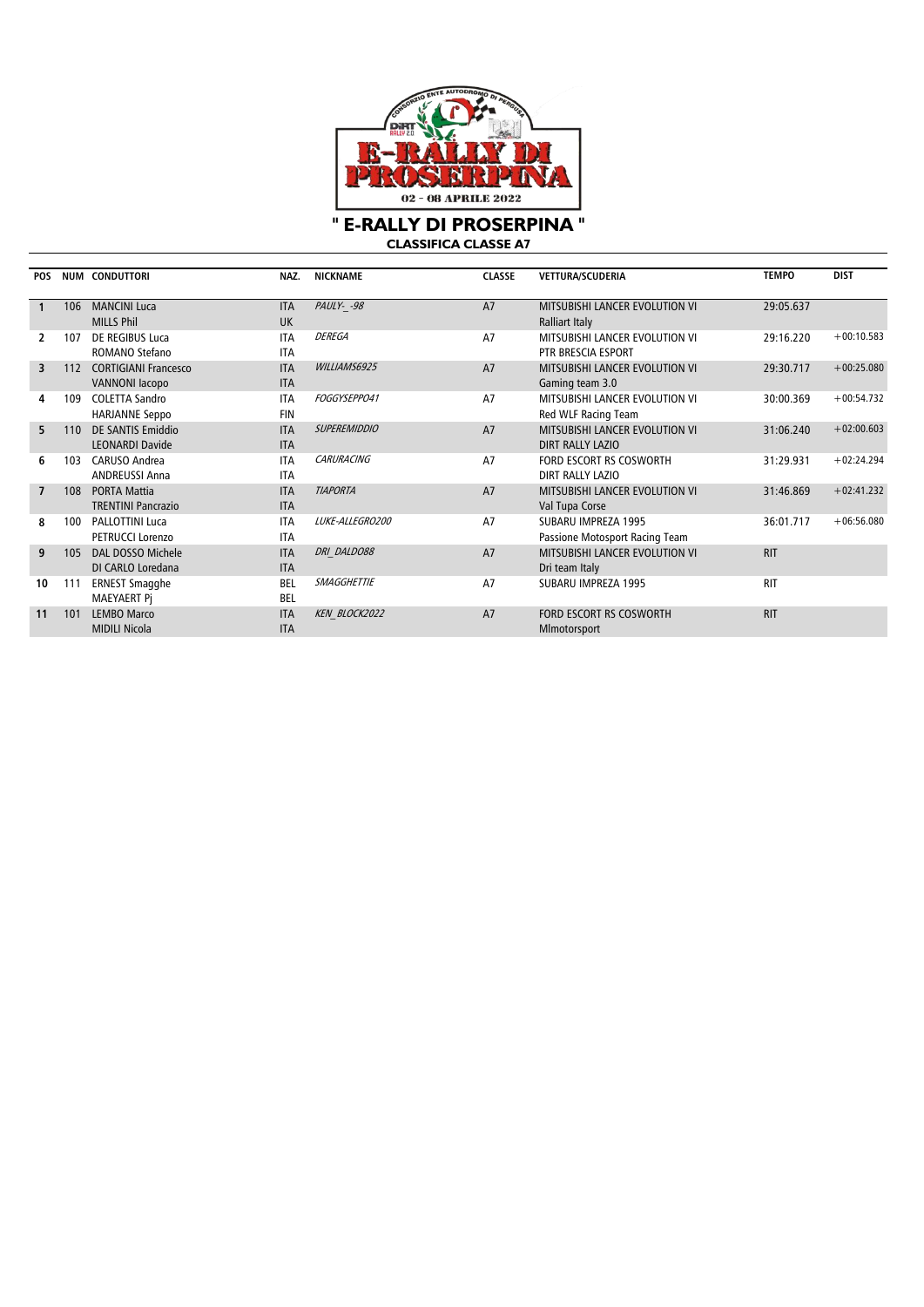# " E-RALLY DI PROSERPINA "

## CLASSIFICA CLASSE A7

| POS | NUM | CONDUTTORI | NAZ. | NICKNAME | CLASSE | VETTURA/SCUDERIA | TEMPO | DIST |
|---|---|---|---|---|---|---|---|---|
| 1 | 106 | MANCINI Luca<br>MILLS Phil | ITA<br>UK | *PAULY-_-98* | A7 | MITSUBISHI LANCER EVOLUTION VI<br>Ralliart Italy | 29:05.637 | |
| 2 | 107 | DE REGIBUS Luca<br>ROMANO Stefano | ITA<br>ITA | *DEREGA* | A7 | MITSUBISHI LANCER EVOLUTION VI<br>PTR BRESCIA ESPORT | 29:16.220 | +00:10.583 |
| 3 | 112 | CORTIGIANI Francesco<br>VANNONI Iacopo | ITA<br>ITA | *WILLIAMS6925* | A7 | MITSUBISHI LANCER EVOLUTION VI<br>Gaming team 3.0 | 29:30.717 | +00:25.080 |
| 4 | 109 | COLETTA Sandro<br>HARJANNE Seppo | ITA<br>FIN | *FOGGYSEPPO41* | A7 | MITSUBISHI LANCER EVOLUTION VI<br>Red WLF Racing Team | 30:00.369 | +00:54.732 |
| 5 | 110 | DE SANTIS Emiddio<br>LEONARDI Davide | ITA<br>ITA | *SUPEREMIDDIO* | A7 | MITSUBISHI LANCER EVOLUTION VI<br>DIRT RALLY LAZIO | 31:06.240 | +02:00.603 |
| 6 | 103 | CARUSO Andrea<br>ANDREUSSI Anna | ITA<br>ITA | *CARURACING* | A7 | FORD ESCORT RS COSWORTH<br>DIRT RALLY LAZIO | 31:29.931 | +02:24.294 |
| 7 | 108 | PORTA Mattia<br>TRENTINI Pancrazio | ITA<br>ITA | *TIAPORTA* | A7 | MITSUBISHI LANCER EVOLUTION VI<br>Val Tupa Corse | 31:46.869 | +02:41.232 |
| 8 | 100 | PALLOTTINI Luca<br>PETRUCCI Lorenzo | ITA<br>ITA | *LUKE-ALLEGRO200* | A7 | SUBARU IMPREZA 1995<br>Passione Motosport Racing Team | 36:01.717 | +06:56.080 |
| 9 | 105 | DAL DOSSO Michele<br>DI CARLO Loredana | ITA<br>ITA | *DRI_DALDO88* | A7 | MITSUBISHI LANCER EVOLUTION VI<br>Dri team Italy | RIT | |
| 10 | 111 | ERNEST Smagghe<br>MAEYAERT Pj | BEL<br>BEL | *SMAGGHETTIE* | A7 | SUBARU IMPREZA 1995 | RIT | |
| 11 | 101 | LEMBO Marco<br>MIDILI Nicola | ITA<br>ITA | *KEN_BLOCK2022* | A7 | FORD ESCORT RS COSWORTH<br>MImotorsport | RIT | |